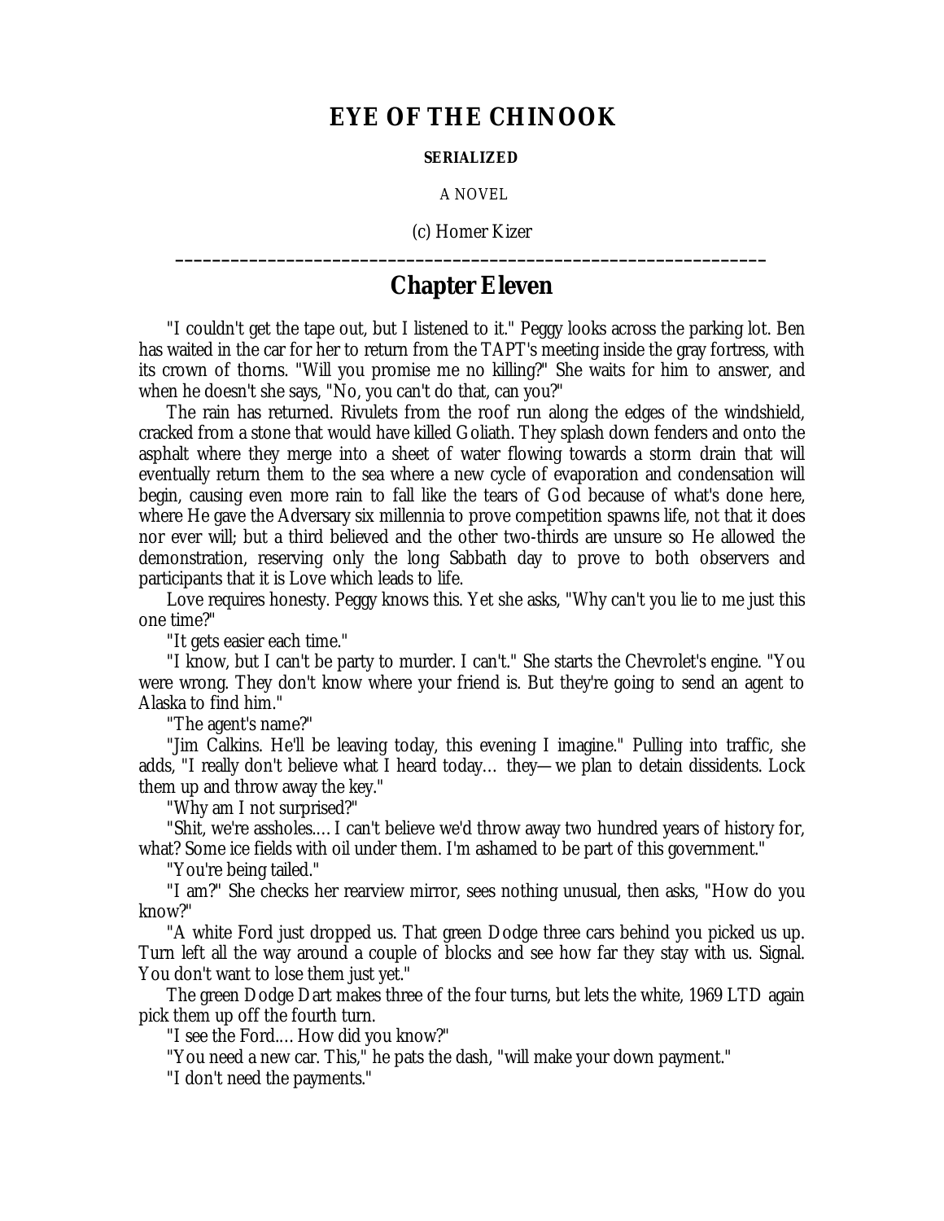# EYE OF THE CHINOOK

**SERIALIZED**

A NOVEL

(c) Homer Kizer

---

## Chapter Eleven

"I couldn't get the tape out, but I listened to it." Peggy looks across the parking lot. Ben has waited in the car for her to return from the TAPT's meeting inside the gray fortress, with its crown of thorns. "Will you promise me no killing?" She waits for him to answer, and when he doesn't she says, "No, you can't do that, can you?"

The rain has returned. Rivulets from the roof run along the edges of the windshield, cracked from a stone that would have killed Goliath. They splash down fenders and onto the asphalt where they merge into a sheet of water flowing towards a storm drain that will eventually return them to the sea where a new cycle of evaporation and condensation will begin, causing even more rain to fall like the tears of God because of what's done here, where He gave the Adversary six millennia to prove competition spawns life, not that it does nor ever will; but a third believed and the other two-thirds are unsure so He allowed the demonstration, reserving only the long Sabbath day to prove to both observers and participants that it is Love which leads to life.

Love requires honesty. Peggy knows this. Yet she asks, "Why can't you lie to me just this one time?"

"It gets easier each time."

"I know, but I can't be party to murder. I can't." She starts the Chevrolet's engine. "You were wrong. They don't know where your friend is. But they're going to send an agent to Alaska to find him."

"The agent's name?"

"Jim Calkins. He'll be leaving today, this evening I imagine." Pulling into traffic, she adds, "I really don't believe what I heard today… they—we plan to detain dissidents. Lock them up and throw away the key."

"Why am I not surprised?"

"Shit, we're assholes.… I can't believe we'd throw away two hundred years of history for, what? Some ice fields with oil under them. I'm ashamed to be part of this government."

"You're being tailed."

"I am?" She checks her rearview mirror, sees nothing unusual, then asks, "How do you know?"

"A white Ford just dropped us. That green Dodge three cars behind you picked us up. Turn left all the way around a couple of blocks and see how far they stay with us. Signal. You don't want to lose them just yet."

The green Dodge Dart makes three of the four turns, but lets the white, 1969 LTD again pick them up off the fourth turn.

"I see the Ford.… How did you know?"

"You need a new car. This," he pats the dash, "will make your down payment."

"I don't need the payments."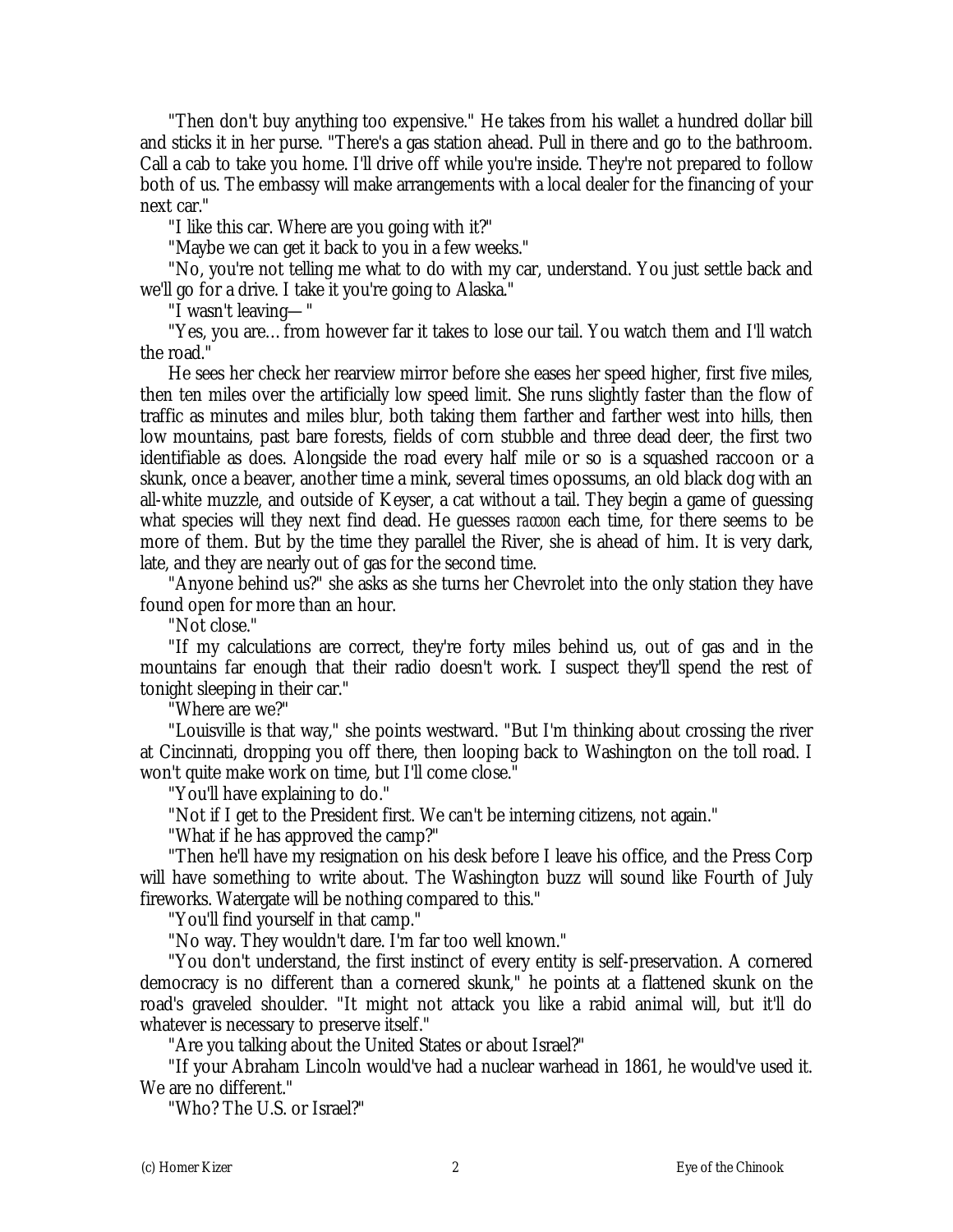"Then don't buy anything too expensive." He takes from his wallet a hundred dollar bill and sticks it in her purse. "There's a gas station ahead. Pull in there and go to the bathroom. Call a cab to take you home. I'll drive off while you're inside. They're not prepared to follow both of us. The embassy will make arrangements with a local dealer for the financing of your next car."

"I like this car. Where are you going with it?"

"Maybe we can get it back to you in a few weeks."

"No, you're not telling me what to do with my car, understand. You just settle back and we'll go for a drive. I take it you're going to Alaska."

"I wasn't leaving— "

"Yes, you are… from however far it takes to lose our tail. You watch them and I'll watch the road."

He sees her check her rearview mirror before she eases her speed higher, first five miles, then ten miles over the artificially low speed limit. She runs slightly faster than the flow of traffic as minutes and miles blur, both taking them farther and farther west into hills, then low mountains, past bare forests, fields of corn stubble and three dead deer, the first two identifiable as does. Alongside the road every half mile or so is a squashed raccoon or a skunk, once a beaver, another time a mink, several times opossums, an old black dog with an all-white muzzle, and outside of Keyser, a cat without a tail. They begin a game of guessing what species will they next find dead. He guesses *raccoon* each time, for there seems to be more of them. But by the time they parallel the River, she is ahead of him. It is very dark, late, and they are nearly out of gas for the second time.

"Anyone behind us?" she asks as she turns her Chevrolet into the only station they have found open for more than an hour.

"Not close."

"If my calculations are correct, they're forty miles behind us, out of gas and in the mountains far enough that their radio doesn't work. I suspect they'll spend the rest of tonight sleeping in their car."

"Where are we?"

"Louisville is that way," she points westward. "But I'm thinking about crossing the river at Cincinnati, dropping you off there, then looping back to Washington on the toll road. I won't quite make work on time, but I'll come close."

"You'll have explaining to do."

"Not if I get to the President first. We can't be interning citizens, not again."

"What if he has approved the camp?"

"Then he'll have my resignation on his desk before I leave his office, and the Press Corp will have something to write about. The Washington buzz will sound like Fourth of July fireworks. Watergate will be nothing compared to this."

"You'll find yourself in that camp."

"No way. They wouldn't dare. I'm far too well known."

"You don't understand, the first instinct of every entity is self-preservation. A cornered democracy is no different than a cornered skunk," he points at a flattened skunk on the road's graveled shoulder. "It might not attack you like a rabid animal will, but it'll do whatever is necessary to preserve itself."

"Are you talking about the United States or about Israel?"

"If your Abraham Lincoln would've had a nuclear warhead in 1861, he would've used it. We are no different."

"Who? The U.S. or Israel?"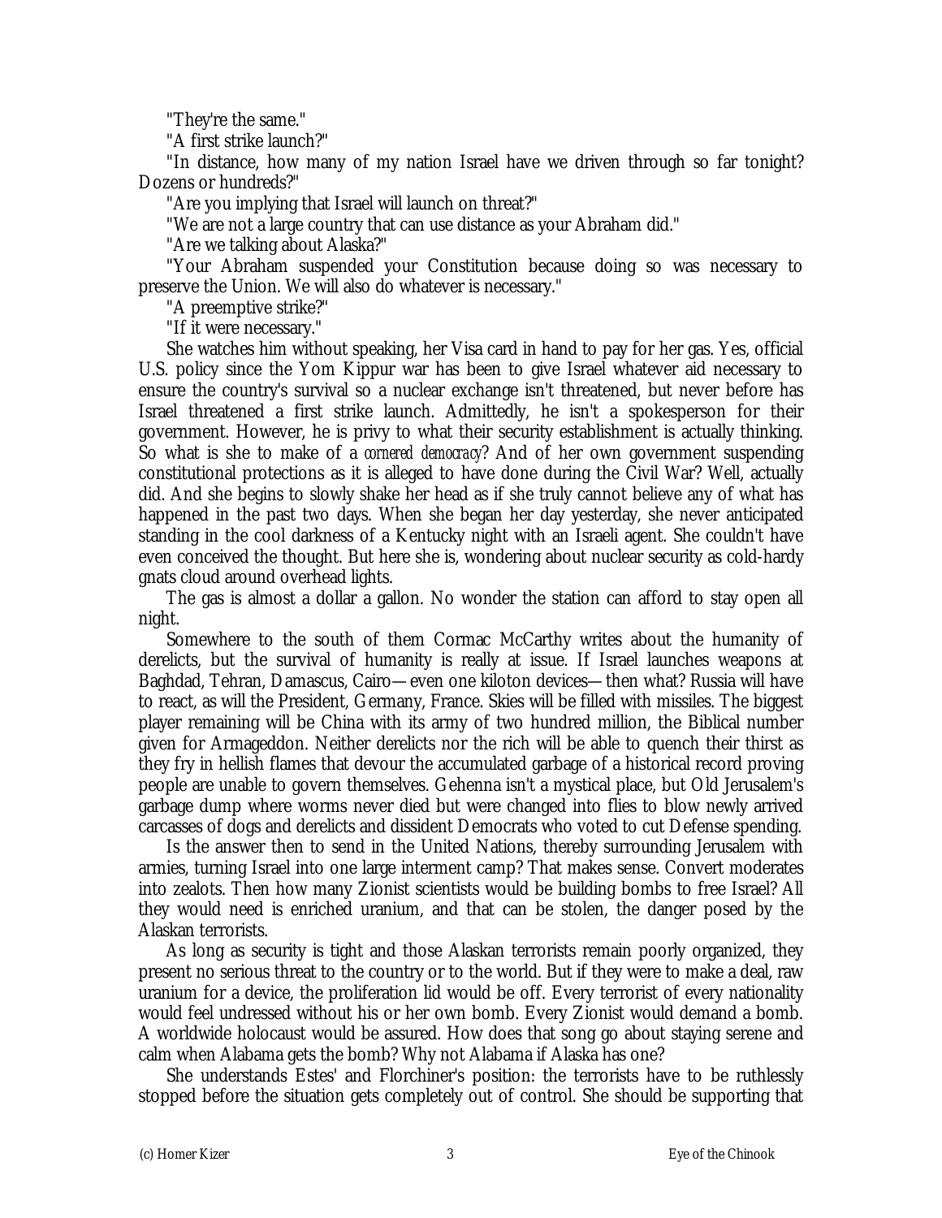"They're the same."

"A first strike launch?"

"In distance, how many of my nation Israel have we driven through so far tonight? Dozens or hundreds?"

"Are you implying that Israel will launch on threat?"

"We are not a large country that can use distance as your Abraham did."

"Are we talking about Alaska?"

"Your Abraham suspended your Constitution because doing so was necessary to preserve the Union. We will also do whatever is necessary."

"A preemptive strike?"

"If it were necessary."

She watches him without speaking, her Visa card in hand to pay for her gas. Yes, official U.S. policy since the Yom Kippur war has been to give Israel whatever aid necessary to ensure the country's survival so a nuclear exchange isn't threatened, but never before has Israel threatened a first strike launch. Admittedly, he isn't a spokesperson for their government. However, he is privy to what their security establishment is actually thinking. So what is she to make of a *cornered democracy*? And of her own government suspending constitutional protections as it is alleged to have done during the Civil War? Well, actually did. And she begins to slowly shake her head as if she truly cannot believe any of what has happened in the past two days. When she began her day yesterday, she never anticipated standing in the cool darkness of a Kentucky night with an Israeli agent. She couldn't have even conceived the thought. But here she is, wondering about nuclear security as cold-hardy gnats cloud around overhead lights.

The gas is almost a dollar a gallon. No wonder the station can afford to stay open all night.

Somewhere to the south of them Cormac McCarthy writes about the humanity of derelicts, but the survival of humanity is really at issue. If Israel launches weapons at Baghdad, Tehran, Damascus, Cairo—even one kiloton devices—then what? Russia will have to react, as will the President, Germany, France. Skies will be filled with missiles. The biggest player remaining will be China with its army of two hundred million, the Biblical number given for Armageddon. Neither derelicts nor the rich will be able to quench their thirst as they fry in hellish flames that devour the accumulated garbage of a historical record proving people are unable to govern themselves. Gehenna isn't a mystical place, but Old Jerusalem's garbage dump where worms never died but were changed into flies to blow newly arrived carcasses of dogs and derelicts and dissident Democrats who voted to cut Defense spending.

Is the answer then to send in the United Nations, thereby surrounding Jerusalem with armies, turning Israel into one large interment camp? That makes sense. Convert moderates into zealots. Then how many Zionist scientists would be building bombs to free Israel? All they would need is enriched uranium, and that can be stolen, the danger posed by the Alaskan terrorists.

As long as security is tight and those Alaskan terrorists remain poorly organized, they present no serious threat to the country or to the world. But if they were to make a deal, raw uranium for a device, the proliferation lid would be off. Every terrorist of every nationality would feel undressed without his or her own bomb. Every Zionist would demand a bomb. A worldwide holocaust would be assured. How does that song go about staying serene and calm when Alabama gets the bomb? Why not Alabama if Alaska has one?

She understands Estes' and Florchiner's position: the terrorists have to be ruthlessly stopped before the situation gets completely out of control. She should be supporting that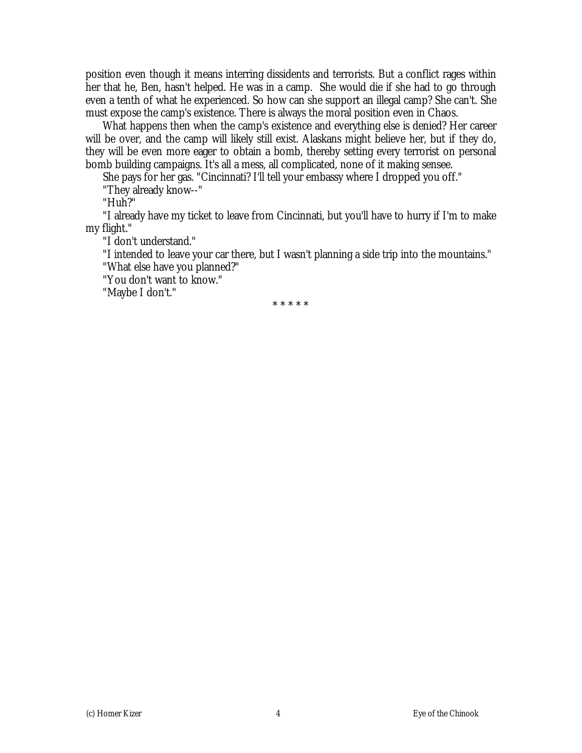position even though it means interring dissidents and terrorists. But a conflict rages within her that he, Ben, hasn't helped. He was in a camp. She would die if she had to go through even a tenth of what he experienced. So how can she support an illegal camp? She can't. She must expose the camp's existence. There is always the moral position even in Chaos.

What happens then when the camp's existence and everything else is denied? Her career will be over, and the camp will likely still exist. Alaskans might believe her, but if they do, they will be even more eager to obtain a bomb, thereby setting every terrorist on personal bomb building campaigns. It's all a mess, all complicated, none of it making sensee.

She pays for her gas. "Cincinnati? I'll tell your embassy where I dropped you off."

"They already know--"

"Huh?"

"I already have my ticket to leave from Cincinnati, but you'll have to hurry if I'm to make my flight."

"I don't understand."

"I intended to leave your car there, but I wasn't planning a side trip into the mountains."

"What else have you planned?"

"You don't want to know."

"Maybe I don't."

* * * * *